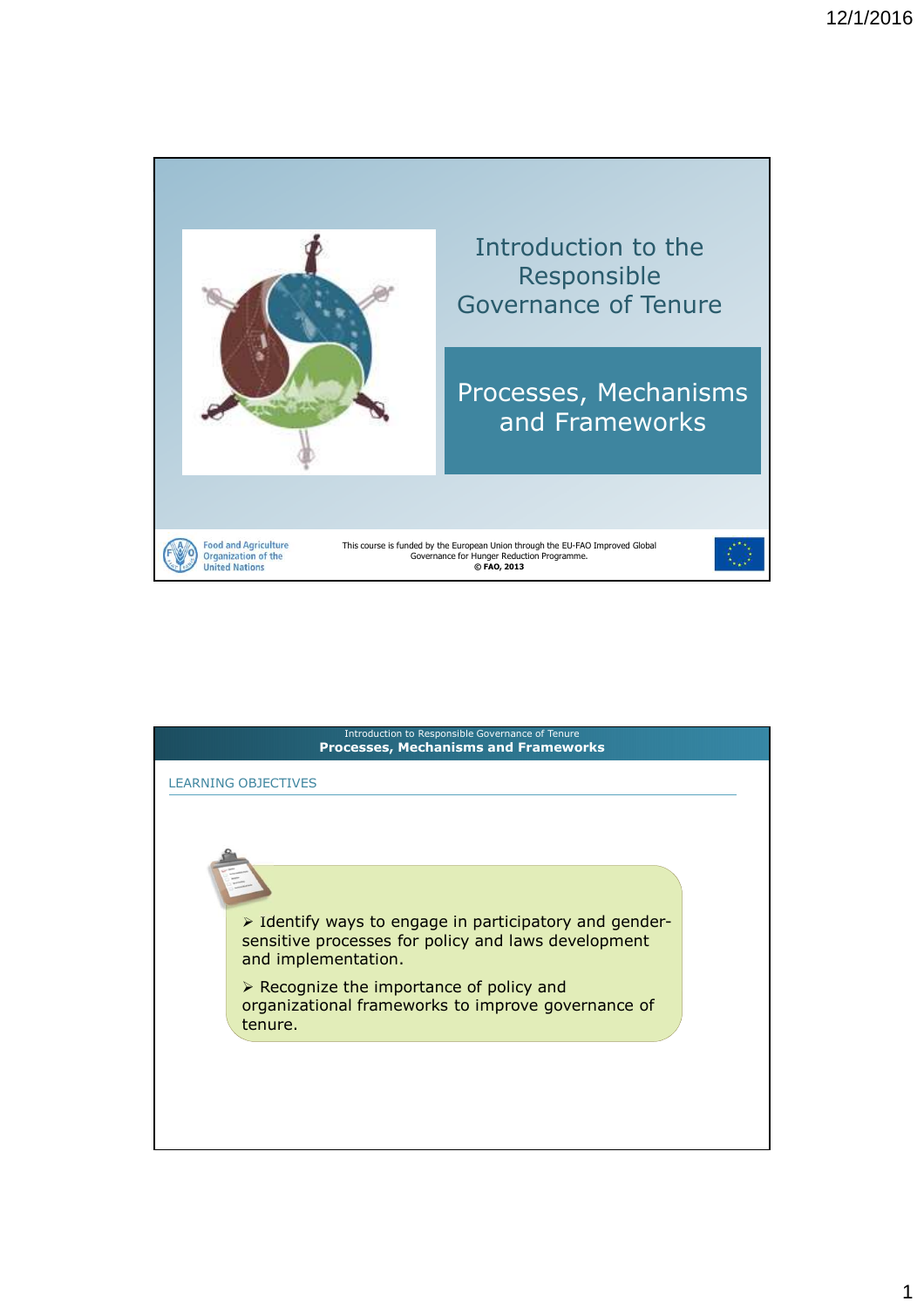# Introduction to the Responsible Governance of Tenure

## Processes, Mechanisms and Frameworks

Food and Agriculture Organization of the United Nations

This course is funded by the European Union through the EU-FAO Improved Global Governance for Hunger Reduction Programme.
**© FAO, 2013**

---

Introduction to Responsible Governance of Tenure
**Processes, Mechanisms and Frameworks**

## LEARNING OBJECTIVES

- Identify ways to engage in participatory and gender-sensitive processes for policy and laws development and implementation.
- Recognize the importance of policy and organizational frameworks to improve governance of tenure.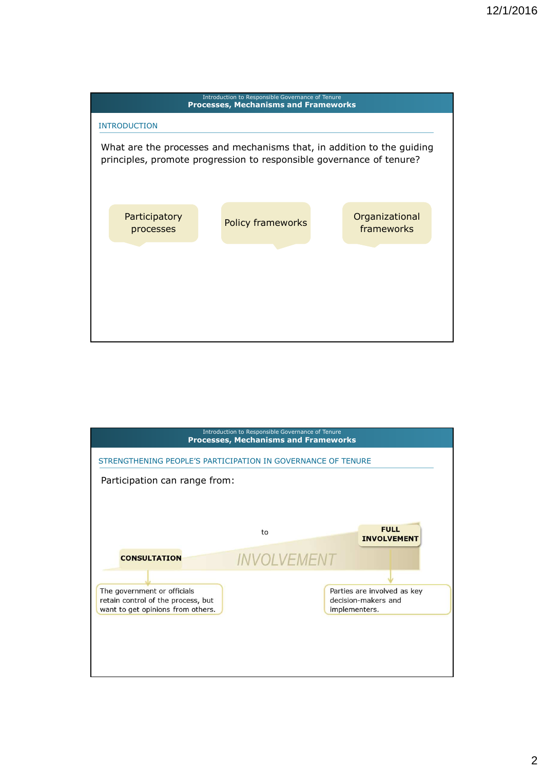Introduction to Responsible Governance of Tenure
**Processes, Mechanisms and Frameworks**

## INTRODUCTION

What are the processes and mechanisms that, in addition to the guiding principles, promote progression to responsible governance of tenure?

- Participatory processes
- Policy frameworks
- Organizational frameworks

Introduction to Responsible Governance of Tenure
**Processes, Mechanisms and Frameworks**

## STRENGTHENING PEOPLE'S PARTICIPATION IN GOVERNANCE OF TENURE

Participation can range from:

**CONSULTATION** to **FULL INVOLVEMENT**

*INVOLVEMENT*

- **CONSULTATION**: The government or officials retain control of the process, but want to get opinions from others.
- **FULL INVOLVEMENT**: Parties are involved as key decision-makers and implementers.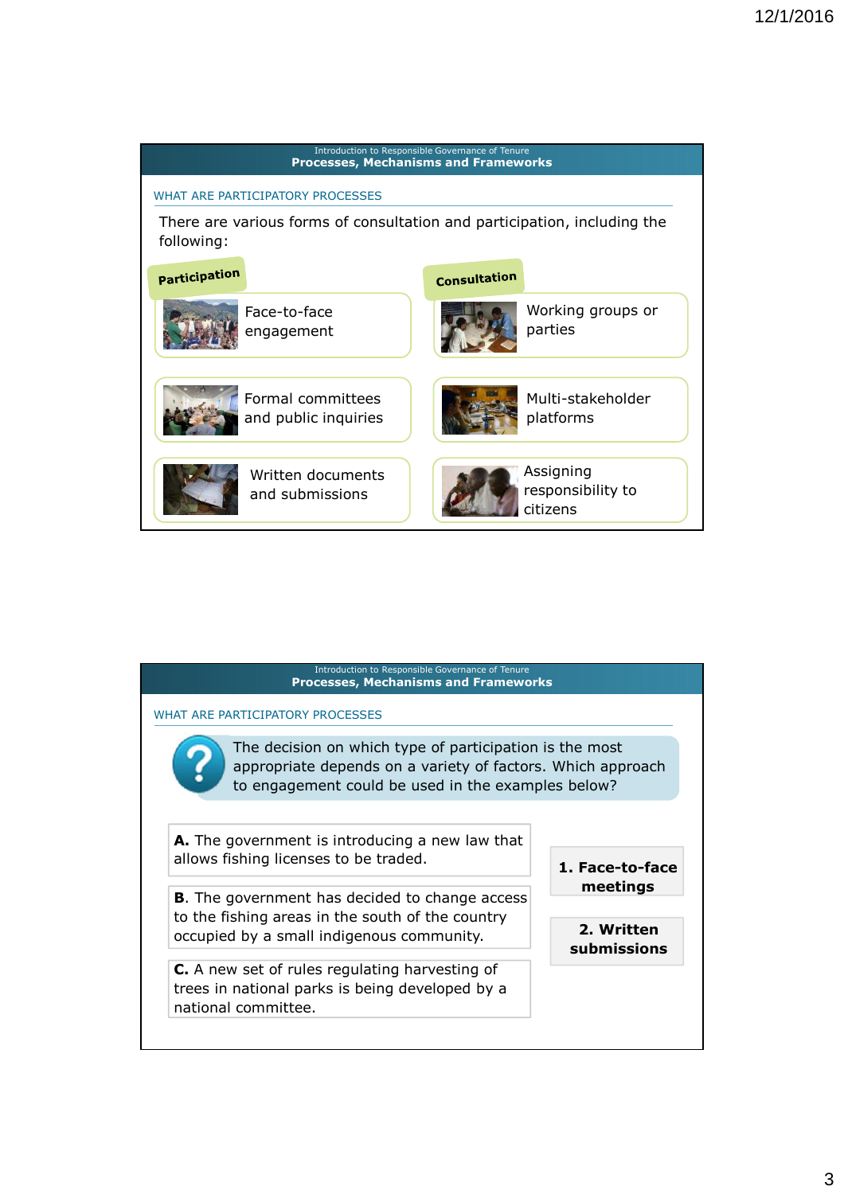Introduction to Responsible Governance of Tenure
**Processes, Mechanisms and Frameworks**

WHAT ARE PARTICIPATORY PROCESSES

There are various forms of consultation and participation, including the following:

**Participation**

- Face-to-face engagement
- Formal committees and public inquiries
- Written documents and submissions

**Consultation**

- Working groups or parties
- Multi-stakeholder platforms
- Assigning responsibility to citizens

---

Introduction to Responsible Governance of Tenure
**Processes, Mechanisms and Frameworks**

WHAT ARE PARTICIPATORY PROCESSES

The decision on which type of participation is the most appropriate depends on a variety of factors. Which approach to engagement could be used in the examples below?

**A.** The government is introducing a new law that allows fishing licenses to be traded.

**B**. The government has decided to change access to the fishing areas in the south of the country occupied by a small indigenous community.

**C.** A new set of rules regulating harvesting of trees in national parks is being developed by a national committee.

**1. Face-to-face meetings**

**2. Written submissions**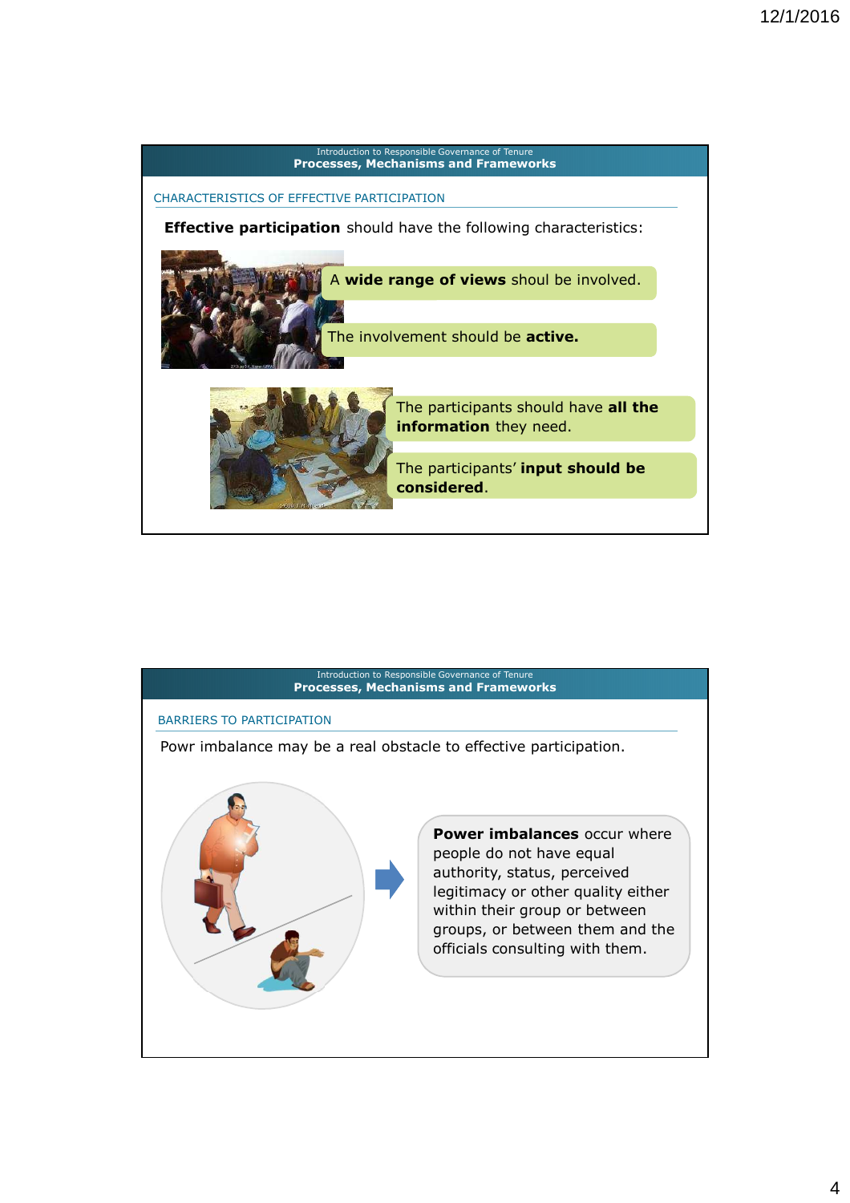## Introduction to Responsible Governance of Tenure
### Processes, Mechanisms and Frameworks

CHARACTERISTICS OF EFFECTIVE PARTICIPATION

**Effective participation** should have the following characteristics:

- A **wide range of views** shoul be involved.
- The involvement should be **active.**
- The participants should have **all the information** they need.
- The participants' **input should be considered**.

## Introduction to Responsible Governance of Tenure
### Processes, Mechanisms and Frameworks

BARRIERS TO PARTICIPATION

Powr imbalance may be a real obstacle to effective participation.

**Power imbalances** occur where people do not have equal authority, status, perceived legitimacy or other quality either within their group or between groups, or between them and the officials consulting with them.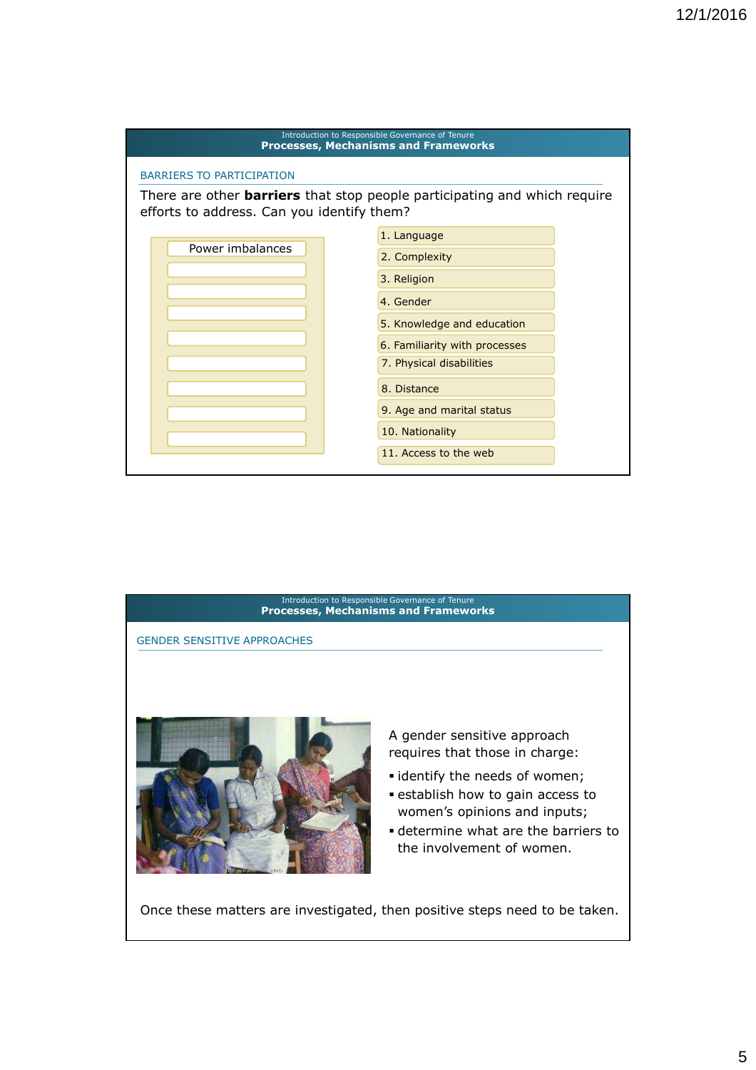## BARRIERS TO PARTICIPATION

There are other **barriers** that stop people participating and which require efforts to address. Can you identify them?

- Power imbalances

1. Language
2. Complexity
3. Religion
4. Gender
5. Knowledge and education
6. Familiarity with processes
7. Physical disabilities
8. Distance
9. Age and marital status
10. Nationality
11. Access to the web

## GENDER SENSITIVE APPROACHES

A gender sensitive approach requires that those in charge:

- identify the needs of women;
- establish how to gain access to women's opinions and inputs;
- determine what are the barriers to the involvement of women.

Once these matters are investigated, then positive steps need to be taken.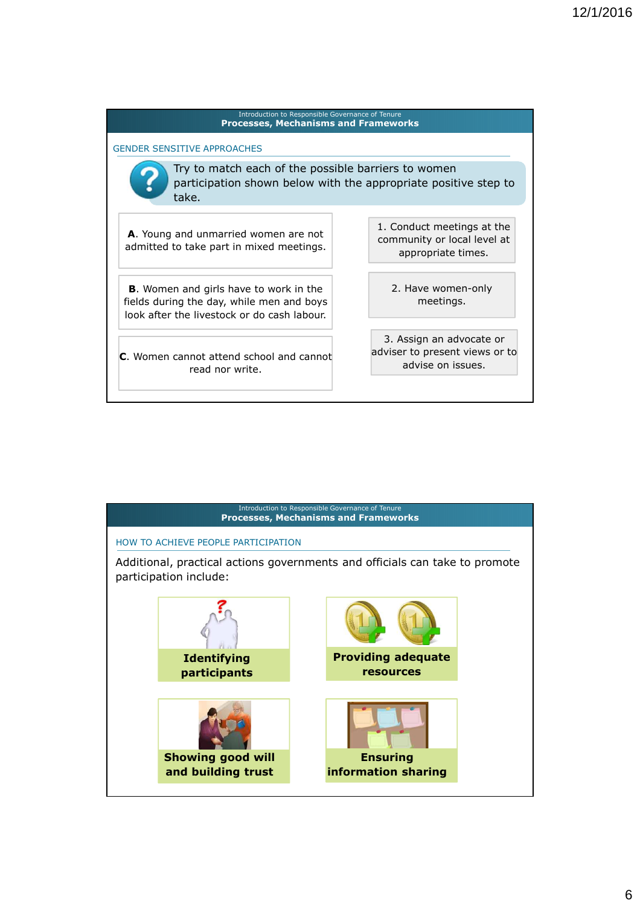Introduction to Responsible Governance of Tenure

## Processes, Mechanisms and Frameworks

### GENDER SENSITIVE APPROACHES

Try to match each of the possible barriers to women participation shown below with the appropriate positive step to take.

**A**. Young and unmarried women are not admitted to take part in mixed meetings.

**B**. Women and girls have to work in the fields during the day, while men and boys look after the livestock or do cash labour.

**C**. Women cannot attend school and cannot read nor write.

1. Conduct meetings at the community or local level at appropriate times.
2. Have women-only meetings.
3. Assign an advocate or adviser to present views or to advise on issues.

Introduction to Responsible Governance of Tenure

## Processes, Mechanisms and Frameworks

### HOW TO ACHIEVE PEOPLE PARTICIPATION

Additional, practical actions governments and officials can take to promote participation include:

- **Identifying participants**
- **Providing adequate resources**
- **Showing good will and building trust**
- **Ensuring information sharing**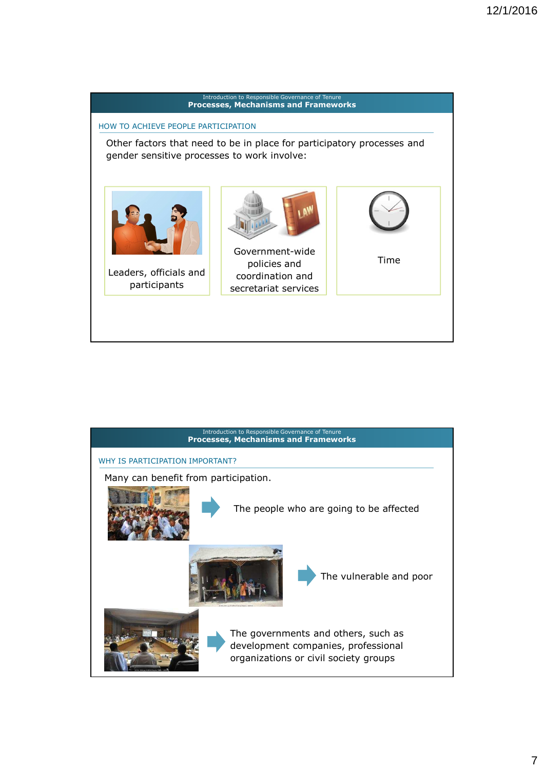Introduction to Responsible Governance of Tenure
**Processes, Mechanisms and Frameworks**

### HOW TO ACHIEVE PEOPLE PARTICIPATION

Other factors that need to be in place for participatory processes and gender sensitive processes to work involve:

- Leaders, officials and participants
- Government-wide policies and coordination and secretariat services
- Time

Introduction to Responsible Governance of Tenure
**Processes, Mechanisms and Frameworks**

### WHY IS PARTICIPATION IMPORTANT?

Many can benefit from participation.

- The people who are going to be affected
- The vulnerable and poor
- The governments and others, such as development companies, professional organizations or civil society groups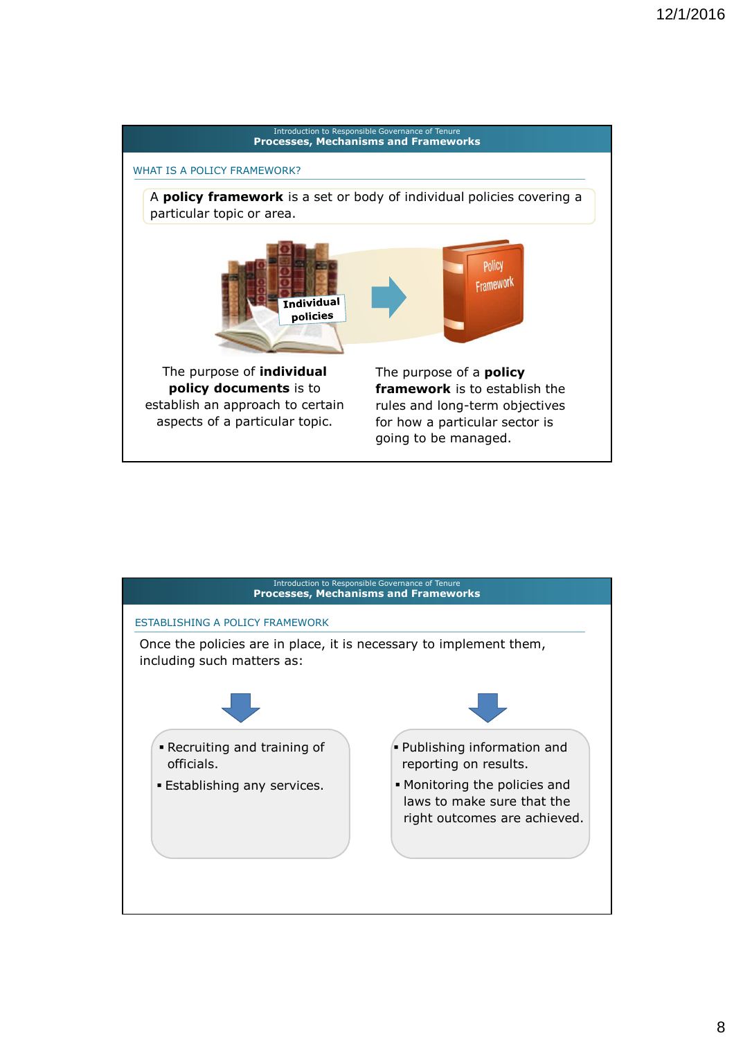Introduction to Responsible Governance of Tenure
**Processes, Mechanisms and Frameworks**

## WHAT IS A POLICY FRAMEWORK?

A **policy framework** is a set or body of individual policies covering a particular topic or area.

Individual policies → Policy Framework

The purpose of **individual policy documents** is to establish an approach to certain aspects of a particular topic.

The purpose of a **policy framework** is to establish the rules and long-term objectives for how a particular sector is going to be managed.

---

Introduction to Responsible Governance of Tenure
**Processes, Mechanisms and Frameworks**

## ESTABLISHING A POLICY FRAMEWORK

Once the policies are in place, it is necessary to implement them, including such matters as:

- Recruiting and training of officials.
- Establishing any services.

- Publishing information and reporting on results.
- Monitoring the policies and laws to make sure that the right outcomes are achieved.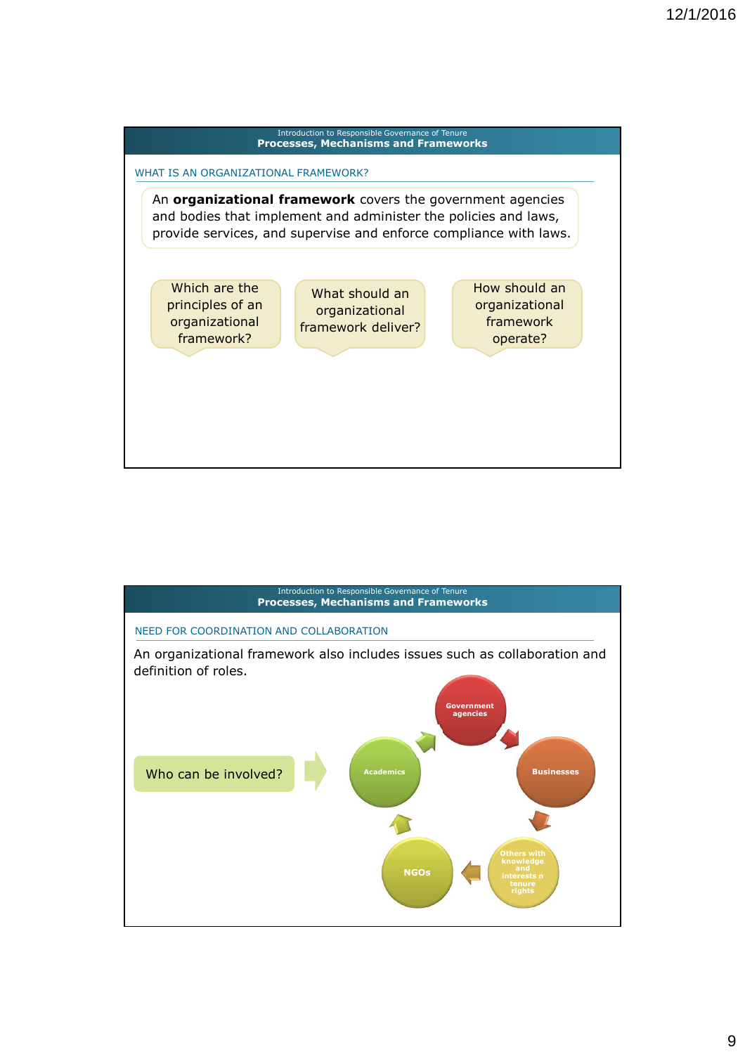## Introduction to Responsible Governance of Tenure
### Processes, Mechanisms and Frameworks

WHAT IS AN ORGANIZATIONAL FRAMEWORK?

An **organizational framework** covers the government agencies and bodies that implement and administer the policies and laws, provide services, and supervise and enforce compliance with laws.

- Which are the principles of an organizational framework?
- What should an organizational framework deliver?
- How should an organizational framework operate?

## Introduction to Responsible Governance of Tenure
### Processes, Mechanisms and Frameworks

NEED FOR COORDINATION AND COLLABORATION

An organizational framework also includes issues such as collaboration and definition of roles.

Who can be involved?

- Government agencies
- Businesses
- Others with knowledge and interests n tenure rights
- NGOs
- Academics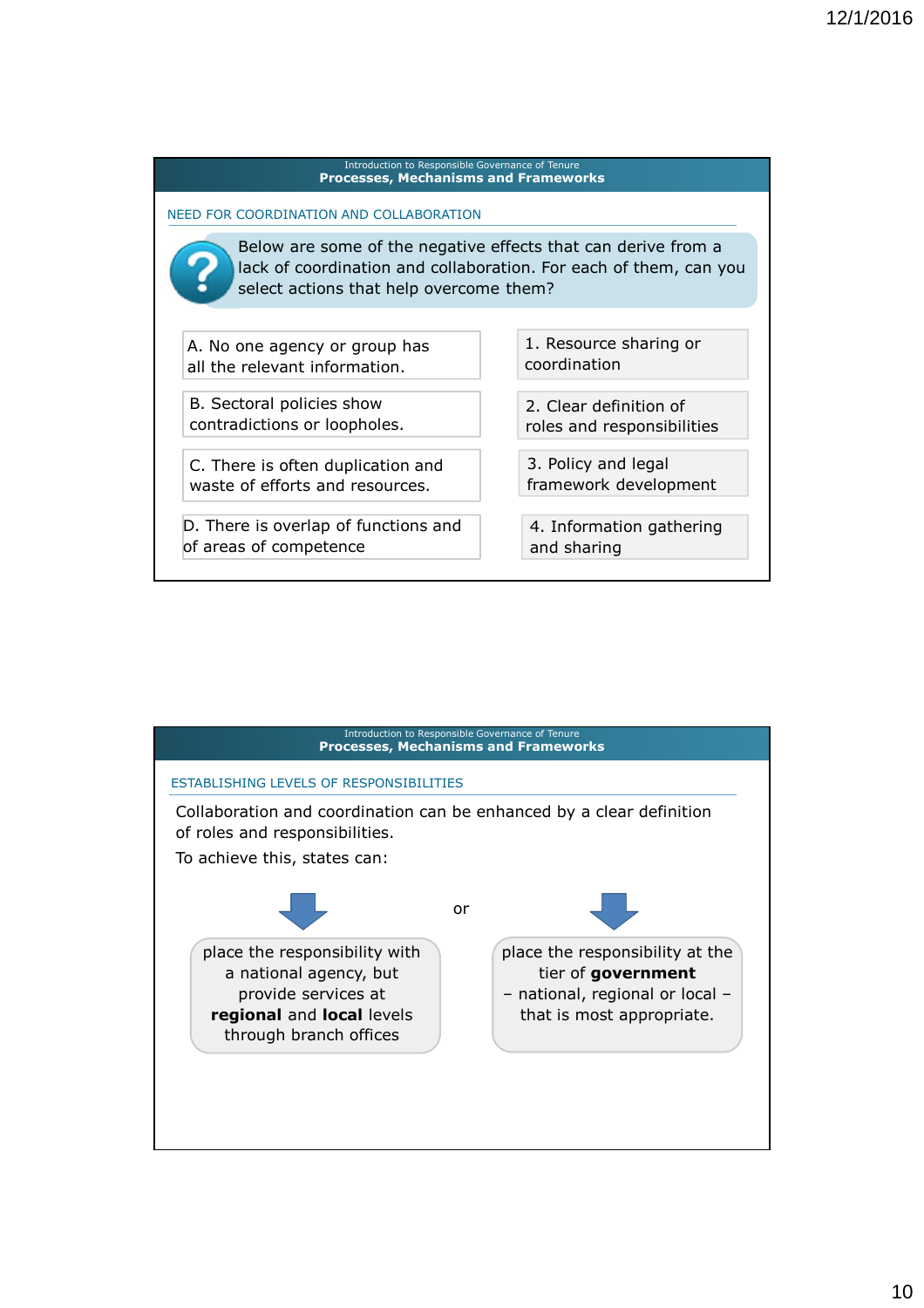Introduction to Responsible Governance of Tenure
**Processes, Mechanisms and Frameworks**

## NEED FOR COORDINATION AND COLLABORATION

Below are some of the negative effects that can derive from a lack of coordination and collaboration. For each of them, can you select actions that help overcome them?

| Negative effects | Actions |
| --- | --- |
| A. No one agency or group has all the relevant information. | 1. Resource sharing or coordination |
| B. Sectoral policies show contradictions or loopholes. | 2. Clear definition of roles and responsibilities |
| C. There is often duplication and waste of efforts and resources. | 3. Policy and legal framework development |
| D. There is overlap of functions and of areas of competence | 4. Information gathering and sharing |

Introduction to Responsible Governance of Tenure
**Processes, Mechanisms and Frameworks**

## ESTABLISHING LEVELS OF RESPONSIBILITIES

Collaboration and coordination can be enhanced by a clear definition of roles and responsibilities.

To achieve this, states can:

- place the responsibility with a national agency, but provide services at **regional** and **local** levels through branch offices

or

- place the responsibility at the tier of **government** – national, regional or local – that is most appropriate.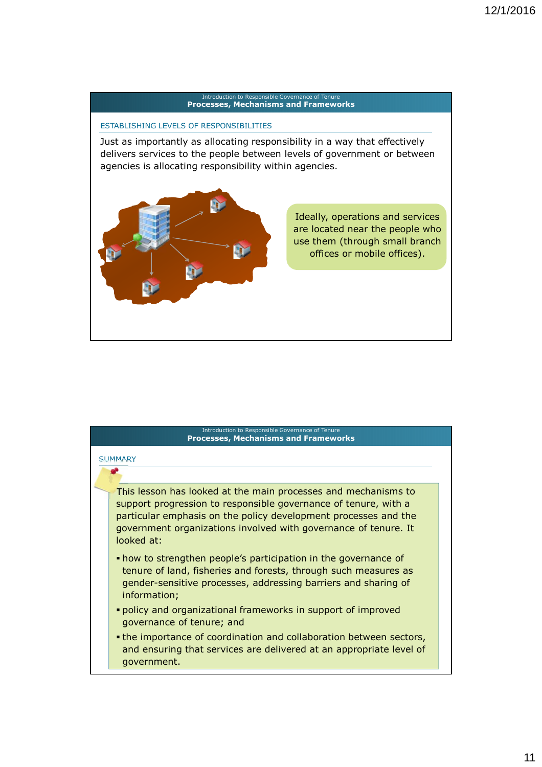Introduction to Responsible Governance of Tenure
**Processes, Mechanisms and Frameworks**

## ESTABLISHING LEVELS OF RESPONSIBILITIES

Just as importantly as allocating responsibility in a way that effectively delivers services to the people between levels of government or between agencies is allocating responsibility within agencies.

Ideally, operations and services are located near the people who use them (through small branch offices or mobile offices).

Introduction to Responsible Governance of Tenure
**Processes, Mechanisms and Frameworks**

## SUMMARY

This lesson has looked at the main processes and mechanisms to support progression to responsible governance of tenure, with a particular emphasis on the policy development processes and the government organizations involved with governance of tenure. It looked at:

- how to strengthen people's participation in the governance of tenure of land, fisheries and forests, through such measures as gender-sensitive processes, addressing barriers and sharing of information;
- policy and organizational frameworks in support of improved governance of tenure; and
- the importance of coordination and collaboration between sectors, and ensuring that services are delivered at an appropriate level of government.